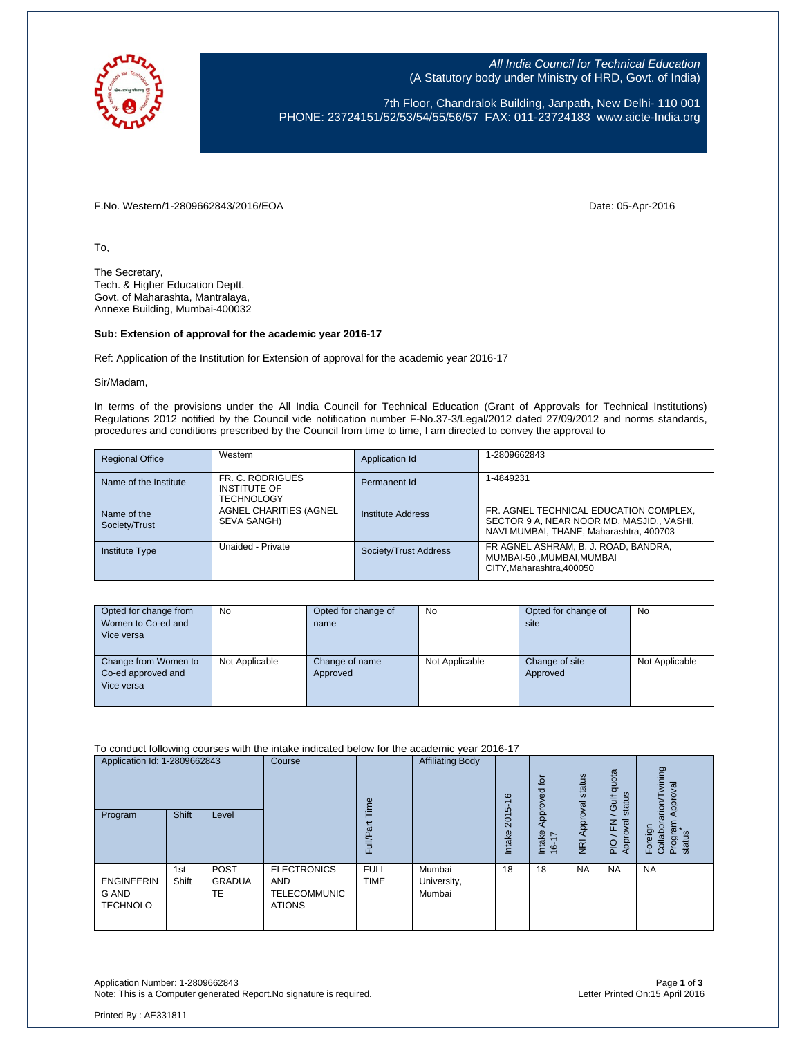*All India Council for Technical Education*
(A Statutory body under Ministry of HRD, Govt. of India)

7th Floor, Chandralok Building, Janpath, New Delhi- 110 001
PHONE: 23724151/52/53/54/55/56/57 FAX: 011-23724183 www.aicte-India.org

F.No. Western/1-2809662843/2016/EOA

Date: 05-Apr-2016

To,

The Secretary,
Tech. & Higher Education Deptt.
Govt. of Maharashta, Mantralaya,
Annexe Building, Mumbai-400032

**Sub: Extension of approval for the academic year 2016-17**

Ref: Application of the Institution for Extension of approval for the academic year 2016-17

Sir/Madam,

In terms of the provisions under the All India Council for Technical Education (Grant of Approvals for Technical Institutions) Regulations 2012 notified by the Council vide notification number F-No.37-3/Legal/2012 dated 27/09/2012 and norms standards, procedures and conditions prescribed by the Council from time to time, I am directed to convey the approval to

| Regional Office | Western | Application Id | 1-2809662843 |
|---|---|---|---|
| Name of the Institute | FR. C. RODRIGUES INSTITUTE OF TECHNOLOGY | Permanent Id | 1-4849231 |
| Name of the Society/Trust | AGNEL CHARITIES (AGNEL SEVA SANGH) | Institute Address | FR. AGNEL TECHNICAL EDUCATION COMPLEX, SECTOR 9 A, NEAR NOOR MD. MASJID., VASHI, NAVI MUMBAI, THANE, Maharashtra, 400703 |
| Institute Type | Unaided - Private | Society/Trust Address | FR AGNEL ASHRAM, B. J. ROAD, BANDRA, MUMBAI-50.,MUMBAI,MUMBAI CITY,Maharashtra,400050 |

| Opted for change from Women to Co-ed and Vice versa | No | Opted for change of name | No | Opted for change of site | No |
|---|---|---|---|---|---|
| Change from Women to Co-ed approved and Vice versa | Not Applicable | Change of name Approved | Not Applicable | Change of site Approved | Not Applicable |

To conduct following courses with the intake indicated below for the academic year 2016-17

| Application Id: 1-2809662843 | | | Course | Full/Part Time | Affiliating Body | Intake 2015-16 | Intake Approved for 16-17 | NRI Approval status | PIO / FN / Gulf quota Approval status | Foreign Collaborarion/Twining Program Approval status* |
|---|---|---|---|---|---|---|---|---|---|---|
| Program | Shift | Level | | | | | | | | |
| ENGINEERING AND TECHNOLO | 1st Shift | POST GRADUATE | ELECTRONICS AND TELECOMMUNICATIONS | FULL TIME | Mumbai University, Mumbai | 18 | 18 | NA | NA | NA |

Application Number: 1-2809662843
Note: This is a Computer generated Report.No signature is required.

Letter Printed On:15 April 2016

Printed By : AE331811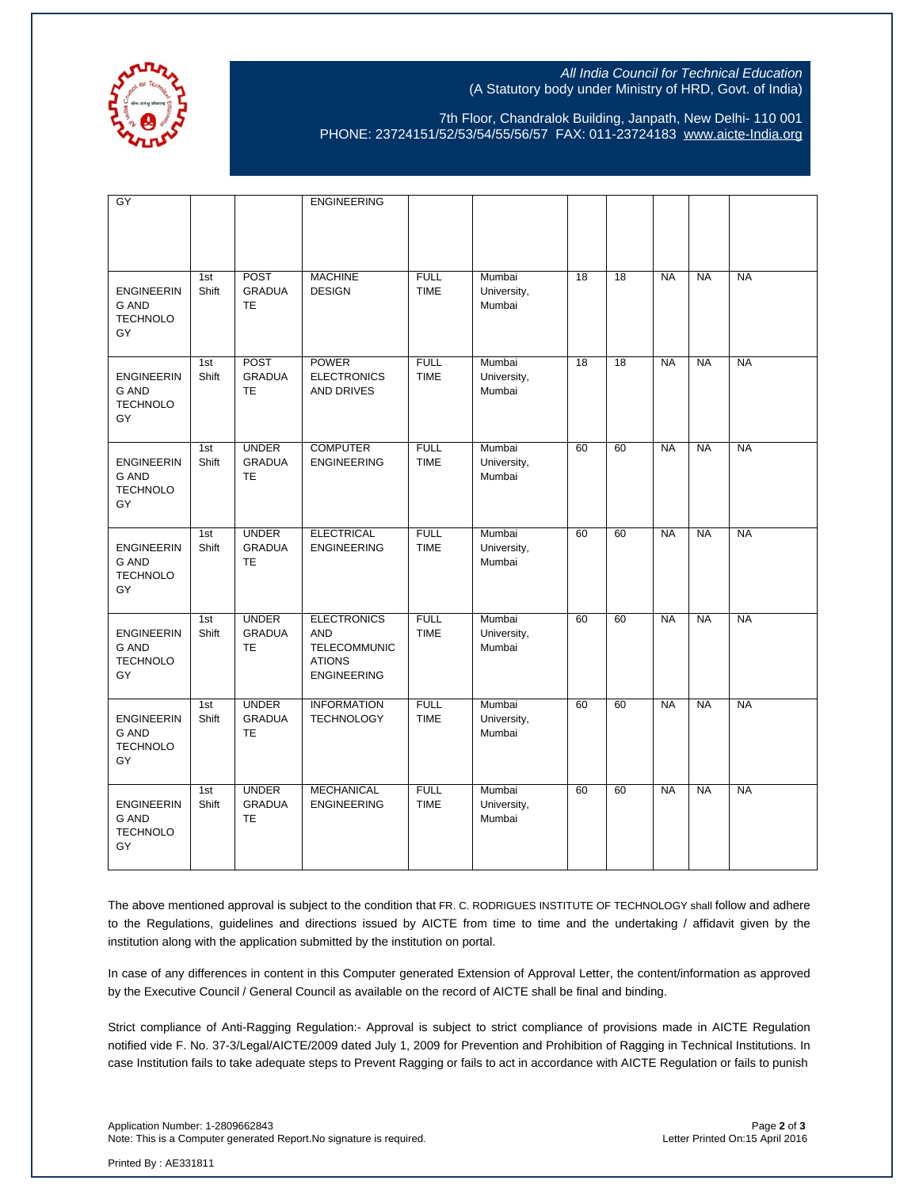| | | | | | | | | | | |
|---|---|---|---|---|---|---|---|---|---|---|
| GY | | | ENGINEERING | | | | | | | |
| ENGINEERING AND TECHNOLOGY | 1st Shift | POST GRADUATE | MACHINE DESIGN | FULL TIME | Mumbai University, Mumbai | 18 | 18 | NA | NA | NA |
| ENGINEERING AND TECHNOLOGY | 1st Shift | POST GRADUATE | POWER ELECTRONICS AND DRIVES | FULL TIME | Mumbai University, Mumbai | 18 | 18 | NA | NA | NA |
| ENGINEERING AND TECHNOLOGY | 1st Shift | UNDER GRADUATE | COMPUTER ENGINEERING | FULL TIME | Mumbai University, Mumbai | 60 | 60 | NA | NA | NA |
| ENGINEERING AND TECHNOLOGY | 1st Shift | UNDER GRADUATE | ELECTRICAL ENGINEERING | FULL TIME | Mumbai University, Mumbai | 60 | 60 | NA | NA | NA |
| ENGINEERING AND TECHNOLOGY | 1st Shift | UNDER GRADUATE | ELECTRONICS AND TELECOMMUNICATIONS ENGINEERING | FULL TIME | Mumbai University, Mumbai | 60 | 60 | NA | NA | NA |
| ENGINEERING AND TECHNOLOGY | 1st Shift | UNDER GRADUATE | INFORMATION TECHNOLOGY | FULL TIME | Mumbai University, Mumbai | 60 | 60 | NA | NA | NA |
| ENGINEERING AND TECHNOLOGY | 1st Shift | UNDER GRADUATE | MECHANICAL ENGINEERING | FULL TIME | Mumbai University, Mumbai | 60 | 60 | NA | NA | NA |

The above mentioned approval is subject to the condition that FR. C. RODRIGUES INSTITUTE OF TECHNOLOGY shall follow and adhere to the Regulations, guidelines and directions issued by AICTE from time to time and the undertaking / affidavit given by the institution along with the application submitted by the institution on portal.

In case of any differences in content in this Computer generated Extension of Approval Letter, the content/information as approved by the Executive Council / General Council as available on the record of AICTE shall be final and binding.

Strict compliance of Anti-Ragging Regulation:- Approval is subject to strict compliance of provisions made in AICTE Regulation notified vide F. No. 37-3/Legal/AICTE/2009 dated July 1, 2009 for Prevention and Prohibition of Ragging in Technical Institutions. In case Institution fails to take adequate steps to Prevent Ragging or fails to act in accordance with AICTE Regulation or fails to punish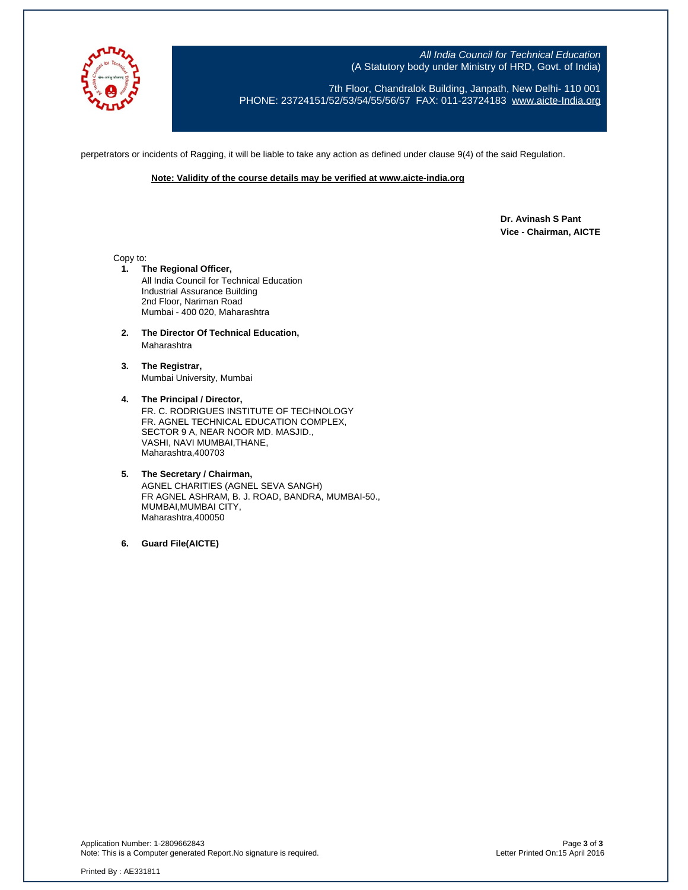perpetrators or incidents of Ragging, it will be liable to take any action as defined under clause 9(4) of the said Regulation.

**Note: Validity of the course details may be verified at www.aicte-india.org**

**Dr. Avinash S Pant**
**Vice - Chairman, AICTE**

Copy to:

1. **The Regional Officer,**
   All India Council for Technical Education
   Industrial Assurance Building
   2nd Floor, Nariman Road
   Mumbai - 400 020, Maharashtra

2. **The Director Of Technical Education,**
   Maharashtra

3. **The Registrar,**
   Mumbai University, Mumbai

4. **The Principal / Director,**
   FR. C. RODRIGUES INSTITUTE OF TECHNOLOGY
   FR. AGNEL TECHNICAL EDUCATION COMPLEX,
   SECTOR 9 A, NEAR NOOR MD. MASJID.,
   VASHI, NAVI MUMBAI,THANE,
   Maharashtra,400703

5. **The Secretary / Chairman,**
   AGNEL CHARITIES (AGNEL SEVA SANGH)
   FR AGNEL ASHRAM, B. J. ROAD, BANDRA, MUMBAI-50.,
   MUMBAI,MUMBAI CITY,
   Maharashtra,400050

6. **Guard File(AICTE)**

Application Number: 1-2809662843
Note: This is a Computer generated Report.No signature is required.

Letter Printed On:15 April 2016

Printed By : AE331811